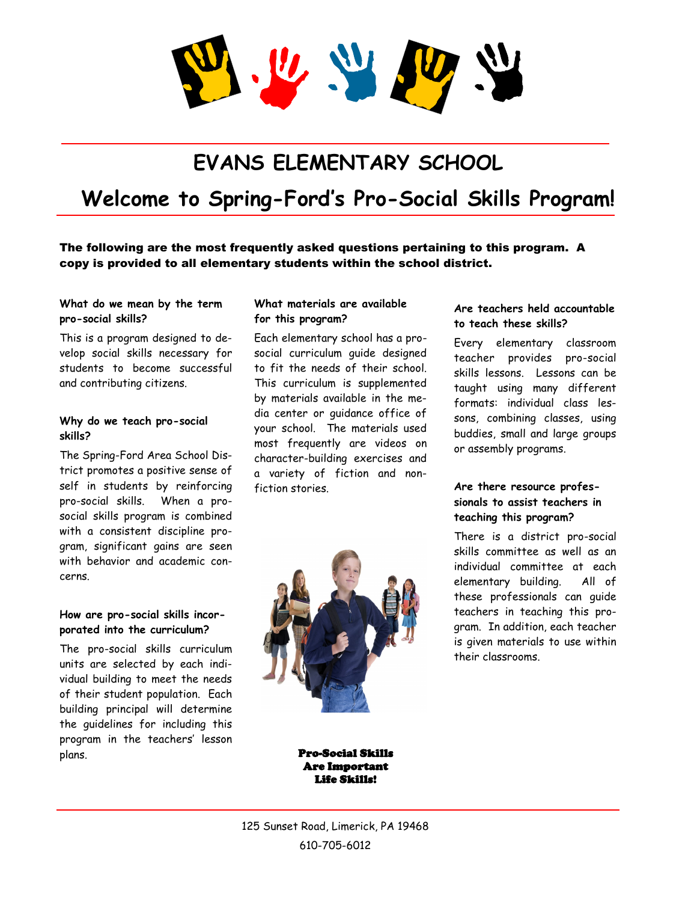# EVANS ELEMENTARY SCHOOL

# Welcome to Spring-Ford's Pro-Social Skills Program!

**The following are the most frequently asked questions pertaining to this program. A copy is provided to all elementary students within the school district.**

### What do we mean by the term pro-social skills?

This is a program designed to develop social skills necessary for students to become successful and contributing citizens.

### Why do we teach pro-social skills?

The Spring-Ford Area School District promotes a positive sense of self in students by reinforcing pro-social skills. When a pro-social skills program is combined with a consistent discipline program, significant gains are seen with behavior and academic concerns.

### How are pro-social skills incorporated into the curriculum?

The pro-social skills curriculum units are selected by each individual building to meet the needs of their student population. Each building principal will determine the guidelines for including this program in the teachers' lesson plans.

### What materials are available for this program?

Each elementary school has a pro-social curriculum guide designed to fit the needs of their school. This curriculum is supplemented by materials available in the media center or guidance office of your school. The materials used most frequently are videos on character-building exercises and a variety of fiction and non-fiction stories.

**Pro-Social Skills Are Important Life Skills!**

### Are teachers held accountable to teach these skills?

Every elementary classroom teacher provides pro-social skills lessons. Lessons can be taught using many different formats: individual class lessons, combining classes, using buddies, small and large groups or assembly programs.

### Are there resource professionals to assist teachers in teaching this program?

There is a district pro-social skills committee as well as an individual committee at each elementary building. All of these professionals can guide teachers in teaching this program. In addition, each teacher is given materials to use within their classrooms.

125 Sunset Road, Limerick, PA 19468

610-705-6012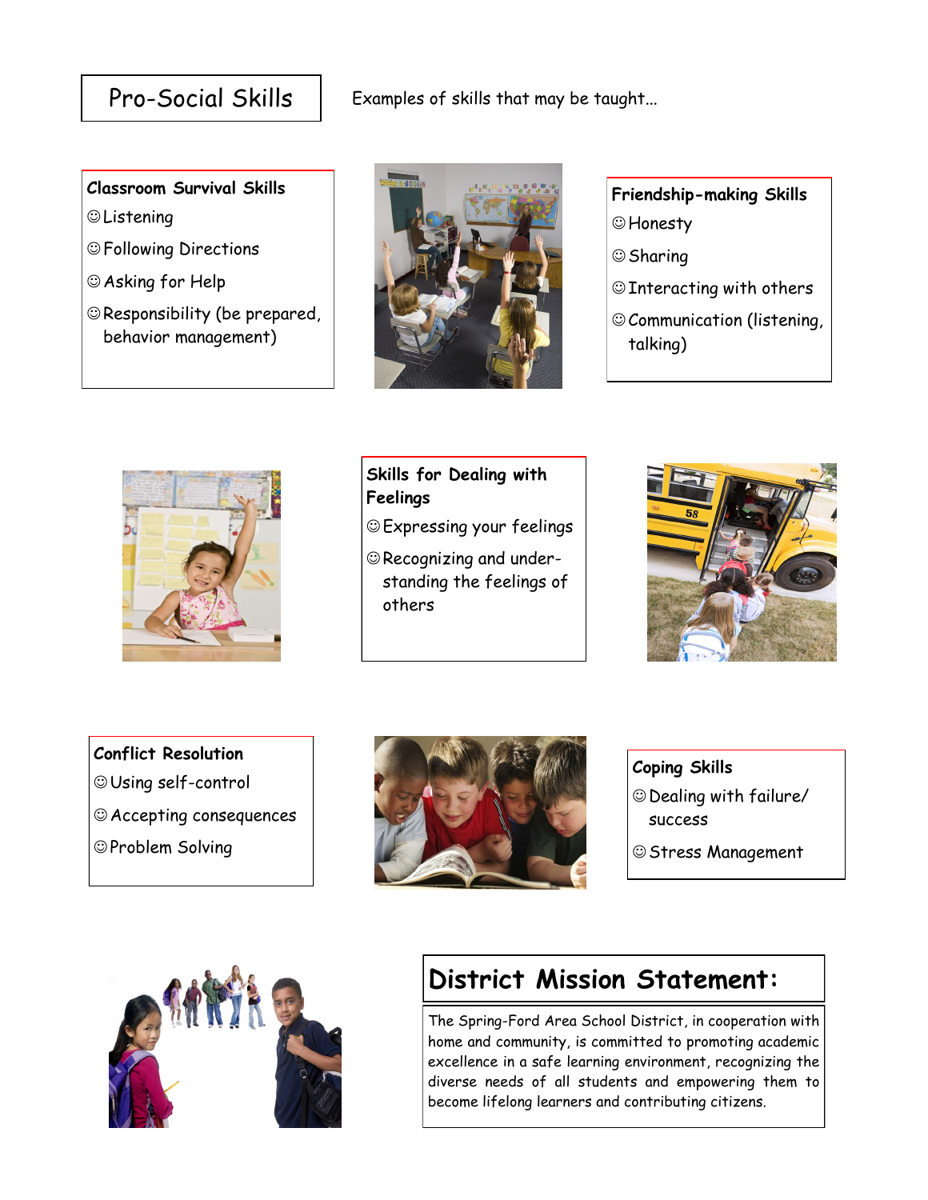# Pro-Social Skills

Examples of skills that may be taught...

**Classroom Survival Skills**

☺Listening

☺Following Directions

☺Asking for Help

☺Responsibility (be prepared, behavior management)

**Friendship-making Skills**

☺Honesty

☺Sharing

☺Interacting with others

☺Communication (listening, talking)

**Skills for Dealing with Feelings**

☺Expressing your feelings

☺Recognizing and understanding the feelings of others

**Conflict Resolution**

☺Using self-control

☺Accepting consequences

☺Problem Solving

**Coping Skills**

☺Dealing with failure/ success

☺Stress Management

## District Mission Statement:

The Spring-Ford Area School District, in cooperation with home and community, is committed to promoting academic excellence in a safe learning environment, recognizing the diverse needs of all students and empowering them to become lifelong learners and contributing citizens.